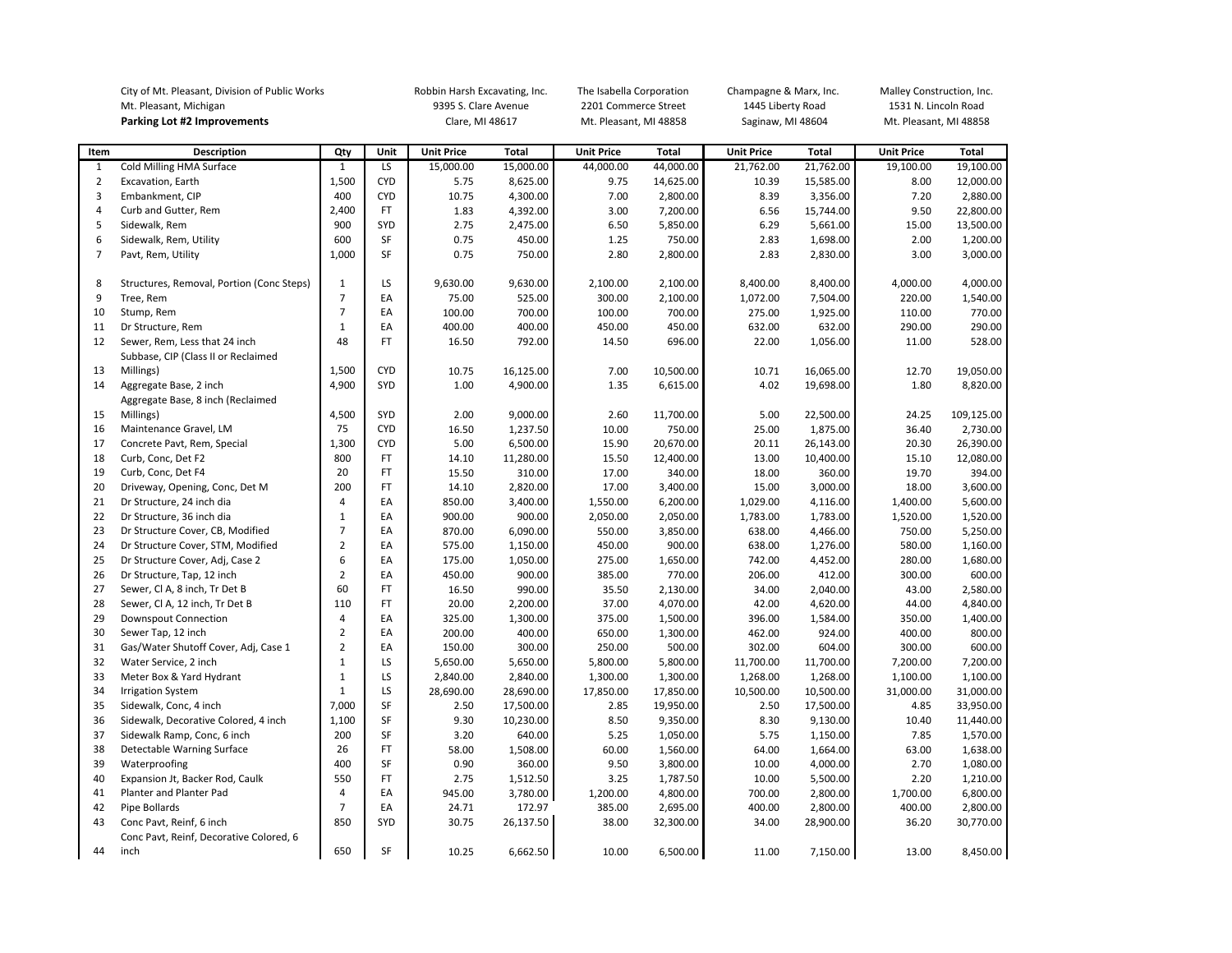City of Mt. Pleasant, Division of Public Works
Mt. Pleasant, Michigan
**Parking Lot #2 Improvements**

| | | | | Robbin Harsh Excavating, Inc. 9395 S. Clare Avenue Clare, MI 48617 | | The Isabella Corporation 2201 Commerce Street Mt. Pleasant, MI 48858 | | Champagne & Marx, Inc. 1445 Liberty Road Saginaw, MI 48604 | | Malley Construction, Inc. 1531 N. Lincoln Road Mt. Pleasant, MI 48858 | |
|---|---|---|---|---|---|---|---|---|---|---|---|
| **Item** | **Description** | **Qty** | **Unit** | **Unit Price** | **Total** | **Unit Price** | **Total** | **Unit Price** | **Total** | **Unit Price** | **Total** |
| 1 | Cold Milling HMA Surface | 1 | LS | 15,000.00 | 15,000.00 | 44,000.00 | 44,000.00 | 21,762.00 | 21,762.00 | 19,100.00 | 19,100.00 |
| 2 | Excavation, Earth | 1,500 | CYD | 5.75 | 8,625.00 | 9.75 | 14,625.00 | 10.39 | 15,585.00 | 8.00 | 12,000.00 |
| 3 | Embankment, CIP | 400 | CYD | 10.75 | 4,300.00 | 7.00 | 2,800.00 | 8.39 | 3,356.00 | 7.20 | 2,880.00 |
| 4 | Curb and Gutter, Rem | 2,400 | FT | 1.83 | 4,392.00 | 3.00 | 7,200.00 | 6.56 | 15,744.00 | 9.50 | 22,800.00 |
| 5 | Sidewalk, Rem | 900 | SYD | 2.75 | 2,475.00 | 6.50 | 5,850.00 | 6.29 | 5,661.00 | 15.00 | 13,500.00 |
| 6 | Sidewalk, Rem, Utility | 600 | SF | 0.75 | 450.00 | 1.25 | 750.00 | 2.83 | 1,698.00 | 2.00 | 1,200.00 |
| 7 | Pavt, Rem, Utility | 1,000 | SF | 0.75 | 750.00 | 2.80 | 2,800.00 | 2.83 | 2,830.00 | 3.00 | 3,000.00 |
| 8 | Structures, Removal, Portion (Conc Steps) | 1 | LS | 9,630.00 | 9,630.00 | 2,100.00 | 2,100.00 | 8,400.00 | 8,400.00 | 4,000.00 | 4,000.00 |
| 9 | Tree, Rem | 7 | EA | 75.00 | 525.00 | 300.00 | 2,100.00 | 1,072.00 | 7,504.00 | 220.00 | 1,540.00 |
| 10 | Stump, Rem | 7 | EA | 100.00 | 700.00 | 100.00 | 700.00 | 275.00 | 1,925.00 | 110.00 | 770.00 |
| 11 | Dr Structure, Rem | 1 | EA | 400.00 | 400.00 | 450.00 | 450.00 | 632.00 | 632.00 | 290.00 | 290.00 |
| 12 | Sewer, Rem, Less that 24 inch | 48 | FT | 16.50 | 792.00 | 14.50 | 696.00 | 22.00 | 1,056.00 | 11.00 | 528.00 |
| 13 | Subbase, CIP (Class II or Reclaimed Millings) | 1,500 | CYD | 10.75 | 16,125.00 | 7.00 | 10,500.00 | 10.71 | 16,065.00 | 12.70 | 19,050.00 |
| 14 | Aggregate Base, 2 inch | 4,900 | SYD | 1.00 | 4,900.00 | 1.35 | 6,615.00 | 4.02 | 19,698.00 | 1.80 | 8,820.00 |
| 15 | Aggregate Base, 8 inch (Reclaimed Millings) | 4,500 | SYD | 2.00 | 9,000.00 | 2.60 | 11,700.00 | 5.00 | 22,500.00 | 24.25 | 109,125.00 |
| 16 | Maintenance Gravel, LM | 75 | CYD | 16.50 | 1,237.50 | 10.00 | 750.00 | 25.00 | 1,875.00 | 36.40 | 2,730.00 |
| 17 | Concrete Pavt, Rem, Special | 1,300 | CYD | 5.00 | 6,500.00 | 15.90 | 20,670.00 | 20.11 | 26,143.00 | 20.30 | 26,390.00 |
| 18 | Curb, Conc, Det F2 | 800 | FT | 14.10 | 11,280.00 | 15.50 | 12,400.00 | 13.00 | 10,400.00 | 15.10 | 12,080.00 |
| 19 | Curb, Conc, Det F4 | 20 | FT | 15.50 | 310.00 | 17.00 | 340.00 | 18.00 | 360.00 | 19.70 | 394.00 |
| 20 | Driveway, Opening, Conc, Det M | 200 | FT | 14.10 | 2,820.00 | 17.00 | 3,400.00 | 15.00 | 3,000.00 | 18.00 | 3,600.00 |
| 21 | Dr Structure, 24 inch dia | 4 | EA | 850.00 | 3,400.00 | 1,550.00 | 6,200.00 | 1,029.00 | 4,116.00 | 1,400.00 | 5,600.00 |
| 22 | Dr Structure, 36 inch dia | 1 | EA | 900.00 | 900.00 | 2,050.00 | 2,050.00 | 1,783.00 | 1,783.00 | 1,520.00 | 1,520.00 |
| 23 | Dr Structure Cover, CB, Modified | 7 | EA | 870.00 | 6,090.00 | 550.00 | 3,850.00 | 638.00 | 4,466.00 | 750.00 | 5,250.00 |
| 24 | Dr Structure Cover, STM, Modified | 2 | EA | 575.00 | 1,150.00 | 450.00 | 900.00 | 638.00 | 1,276.00 | 580.00 | 1,160.00 |
| 25 | Dr Structure Cover, Adj, Case 2 | 6 | EA | 175.00 | 1,050.00 | 275.00 | 1,650.00 | 742.00 | 4,452.00 | 280.00 | 1,680.00 |
| 26 | Dr Structure, Tap, 12 inch | 2 | EA | 450.00 | 900.00 | 385.00 | 770.00 | 206.00 | 412.00 | 300.00 | 600.00 |
| 27 | Sewer, Cl A, 8 inch, Tr Det B | 60 | FT | 16.50 | 990.00 | 35.50 | 2,130.00 | 34.00 | 2,040.00 | 43.00 | 2,580.00 |
| 28 | Sewer, Cl A, 12 inch, Tr Det B | 110 | FT | 20.00 | 2,200.00 | 37.00 | 4,070.00 | 42.00 | 4,620.00 | 44.00 | 4,840.00 |
| 29 | Downspout Connection | 4 | EA | 325.00 | 1,300.00 | 375.00 | 1,500.00 | 396.00 | 1,584.00 | 350.00 | 1,400.00 |
| 30 | Sewer Tap, 12 inch | 2 | EA | 200.00 | 400.00 | 650.00 | 1,300.00 | 462.00 | 924.00 | 400.00 | 800.00 |
| 31 | Gas/Water Shutoff Cover, Adj, Case 1 | 2 | EA | 150.00 | 300.00 | 250.00 | 500.00 | 302.00 | 604.00 | 300.00 | 600.00 |
| 32 | Water Service, 2 inch | 1 | LS | 5,650.00 | 5,650.00 | 5,800.00 | 5,800.00 | 11,700.00 | 11,700.00 | 7,200.00 | 7,200.00 |
| 33 | Meter Box & Yard Hydrant | 1 | LS | 2,840.00 | 2,840.00 | 1,300.00 | 1,300.00 | 1,268.00 | 1,268.00 | 1,100.00 | 1,100.00 |
| 34 | Irrigation System | 1 | LS | 28,690.00 | 28,690.00 | 17,850.00 | 17,850.00 | 10,500.00 | 10,500.00 | 31,000.00 | 31,000.00 |
| 35 | Sidewalk, Conc, 4 inch | 7,000 | SF | 2.50 | 17,500.00 | 2.85 | 19,950.00 | 2.50 | 17,500.00 | 4.85 | 33,950.00 |
| 36 | Sidewalk, Decorative Colored, 4 inch | 1,100 | SF | 9.30 | 10,230.00 | 8.50 | 9,350.00 | 8.30 | 9,130.00 | 10.40 | 11,440.00 |
| 37 | Sidewalk Ramp, Conc, 6 inch | 200 | SF | 3.20 | 640.00 | 5.25 | 1,050.00 | 5.75 | 1,150.00 | 7.85 | 1,570.00 |
| 38 | Detectable Warning Surface | 26 | FT | 58.00 | 1,508.00 | 60.00 | 1,560.00 | 64.00 | 1,664.00 | 63.00 | 1,638.00 |
| 39 | Waterproofing | 400 | SF | 0.90 | 360.00 | 9.50 | 3,800.00 | 10.00 | 4,000.00 | 2.70 | 1,080.00 |
| 40 | Expansion Jt, Backer Rod, Caulk | 550 | FT | 2.75 | 1,512.50 | 3.25 | 1,787.50 | 10.00 | 5,500.00 | 2.20 | 1,210.00 |
| 41 | Planter and Planter Pad | 4 | EA | 945.00 | 3,780.00 | 1,200.00 | 4,800.00 | 700.00 | 2,800.00 | 1,700.00 | 6,800.00 |
| 42 | Pipe Bollards | 7 | EA | 24.71 | 172.97 | 385.00 | 2,695.00 | 400.00 | 2,800.00 | 400.00 | 2,800.00 |
| 43 | Conc Pavt, Reinf, 6 inch | 850 | SYD | 30.75 | 26,137.50 | 38.00 | 32,300.00 | 34.00 | 28,900.00 | 36.20 | 30,770.00 |
| 44 | Conc Pavt, Reinf, Decorative Colored, 6 inch | 650 | SF | 10.25 | 6,662.50 | 10.00 | 6,500.00 | 11.00 | 7,150.00 | 13.00 | 8,450.00 |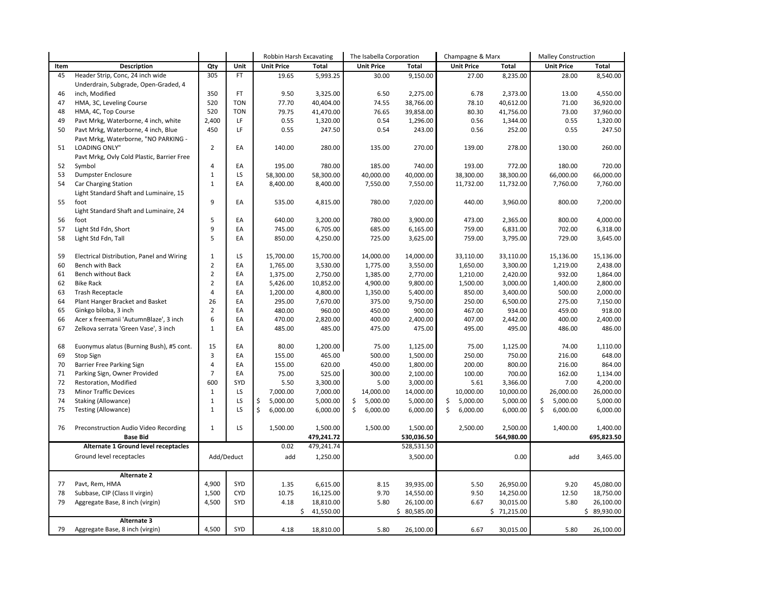| | | | | Robbin Harsh Excavating | | The Isabella Corporation | | Champagne & Marx | | Malley Construction | |
|---|---|---|---|---|---|---|---|---|---|---|---|
| **Item** | **Description** | **Qty** | **Unit** | **Unit Price** | **Total** | **Unit Price** | **Total** | **Unit Price** | **Total** | **Unit Price** | **Total** |
| 45 | Header Strip, Conc, 24 inch wide | 305 | FT | 19.65 | 5,993.25 | 30.00 | 9,150.00 | 27.00 | 8,235.00 | 28.00 | 8,540.00 |
| 46 | Underdrain, Subgrade, Open-Graded, 4 inch, Modified | 350 | FT | 9.50 | 3,325.00 | 6.50 | 2,275.00 | 6.78 | 2,373.00 | 13.00 | 4,550.00 |
| 47 | HMA, 3C, Leveling Course | 520 | TON | 77.70 | 40,404.00 | 74.55 | 38,766.00 | 78.10 | 40,612.00 | 71.00 | 36,920.00 |
| 48 | HMA, 4C, Top Course | 520 | TON | 79.75 | 41,470.00 | 76.65 | 39,858.00 | 80.30 | 41,756.00 | 73.00 | 37,960.00 |
| 49 | Pavt Mrkg, Waterborne, 4 inch, white | 2,400 | LF | 0.55 | 1,320.00 | 0.54 | 1,296.00 | 0.56 | 1,344.00 | 0.55 | 1,320.00 |
| 50 | Pavt Mrkg, Waterborne, 4 inch, Blue | 450 | LF | 0.55 | 247.50 | 0.54 | 243.00 | 0.56 | 252.00 | 0.55 | 247.50 |
| 51 | Pavt Mrkg, Waterborne, "NO PARKING - LOADING ONLY" | 2 | EA | 140.00 | 280.00 | 135.00 | 270.00 | 139.00 | 278.00 | 130.00 | 260.00 |
| 52 | Pavt Mrkg, Ovly Cold Plastic, Barrier Free Symbol | 4 | EA | 195.00 | 780.00 | 185.00 | 740.00 | 193.00 | 772.00 | 180.00 | 720.00 |
| 53 | Dumpster Enclosure | 1 | LS | 58,300.00 | 58,300.00 | 40,000.00 | 40,000.00 | 38,300.00 | 38,300.00 | 66,000.00 | 66,000.00 |
| 54 | Car Charging Station | 1 | EA | 8,400.00 | 8,400.00 | 7,550.00 | 7,550.00 | 11,732.00 | 11,732.00 | 7,760.00 | 7,760.00 |
| 55 | Light Standard Shaft and Luminaire, 15 foot | 9 | EA | 535.00 | 4,815.00 | 780.00 | 7,020.00 | 440.00 | 3,960.00 | 800.00 | 7,200.00 |
| 56 | Light Standard Shaft and Luminaire, 24 foot | 5 | EA | 640.00 | 3,200.00 | 780.00 | 3,900.00 | 473.00 | 2,365.00 | 800.00 | 4,000.00 |
| 57 | Light Std Fdn, Short | 9 | EA | 745.00 | 6,705.00 | 685.00 | 6,165.00 | 759.00 | 6,831.00 | 702.00 | 6,318.00 |
| 58 | Light Std Fdn, Tall | 5 | EA | 850.00 | 4,250.00 | 725.00 | 3,625.00 | 759.00 | 3,795.00 | 729.00 | 3,645.00 |
| 59 | Electrical Distribution, Panel and Wiring | 1 | LS | 15,700.00 | 15,700.00 | 14,000.00 | 14,000.00 | 33,110.00 | 33,110.00 | 15,136.00 | 15,136.00 |
| 60 | Bench with Back | 2 | EA | 1,765.00 | 3,530.00 | 1,775.00 | 3,550.00 | 1,650.00 | 3,300.00 | 1,219.00 | 2,438.00 |
| 61 | Bench without Back | 2 | EA | 1,375.00 | 2,750.00 | 1,385.00 | 2,770.00 | 1,210.00 | 2,420.00 | 932.00 | 1,864.00 |
| 62 | Bike Rack | 2 | EA | 5,426.00 | 10,852.00 | 4,900.00 | 9,800.00 | 1,500.00 | 3,000.00 | 1,400.00 | 2,800.00 |
| 63 | Trash Receptacle | 4 | EA | 1,200.00 | 4,800.00 | 1,350.00 | 5,400.00 | 850.00 | 3,400.00 | 500.00 | 2,000.00 |
| 64 | Plant Hanger Bracket and Basket | 26 | EA | 295.00 | 7,670.00 | 375.00 | 9,750.00 | 250.00 | 6,500.00 | 275.00 | 7,150.00 |
| 65 | Ginkgo biloba, 3 inch | 2 | EA | 480.00 | 960.00 | 450.00 | 900.00 | 467.00 | 934.00 | 459.00 | 918.00 |
| 66 | Acer x freemanii 'AutumnBlaze', 3 inch | 6 | EA | 470.00 | 2,820.00 | 400.00 | 2,400.00 | 407.00 | 2,442.00 | 400.00 | 2,400.00 |
| 67 | Zelkova serrata 'Green Vase', 3 inch | 1 | EA | 485.00 | 485.00 | 475.00 | 475.00 | 495.00 | 495.00 | 486.00 | 486.00 |
| 68 | Euonymus alatus (Burning Bush), #5 cont. | 15 | EA | 80.00 | 1,200.00 | 75.00 | 1,125.00 | 75.00 | 1,125.00 | 74.00 | 1,110.00 |
| 69 | Stop Sign | 3 | EA | 155.00 | 465.00 | 500.00 | 1,500.00 | 250.00 | 750.00 | 216.00 | 648.00 |
| 70 | Barrier Free Parking Sign | 4 | EA | 155.00 | 620.00 | 450.00 | 1,800.00 | 200.00 | 800.00 | 216.00 | 864.00 |
| 71 | Parking Sign, Owner Provided | 7 | EA | 75.00 | 525.00 | 300.00 | 2,100.00 | 100.00 | 700.00 | 162.00 | 1,134.00 |
| 72 | Restoration, Modified | 600 | SYD | 5.50 | 3,300.00 | 5.00 | 3,000.00 | 5.61 | 3,366.00 | 7.00 | 4,200.00 |
| 73 | Minor Traffic Devices | 1 | LS | 7,000.00 | 7,000.00 | 14,000.00 | 14,000.00 | 10,000.00 | 10,000.00 | 26,000.00 | 26,000.00 |
| 74 | Staking (Allowance) | 1 | LS | $ 5,000.00 | 5,000.00 | $ 5,000.00 | 5,000.00 | $ 5,000.00 | 5,000.00 | $ 5,000.00 | 5,000.00 |
| 75 | Testing (Allowance) | 1 | LS | $ 6,000.00 | 6,000.00 | $ 6,000.00 | 6,000.00 | $ 6,000.00 | 6,000.00 | $ 6,000.00 | 6,000.00 |
| 76 | Preconstruction Audio Video Recording | 1 | LS | 1,500.00 | 1,500.00 | 1,500.00 | 1,500.00 | 2,500.00 | 2,500.00 | 1,400.00 | 1,400.00 |
| | **Base Bid** | | | | **479,241.72** | | **530,036.50** | | **564,980.00** | | **695,823.50** |
| | **Alternate 1 Ground level receptacles** | | | 0.02 | 479,241.74 | | 528,531.50 | | | | |
| | Ground level receptacles | Add/Deduct | | add | 1,250.00 | | 3,500.00 | | 0.00 | add | 3,465.00 |
| | **Alternate 2** | | | | | | | | | | |
| 77 | Pavt, Rem, HMA | 4,900 | SYD | 1.35 | 6,615.00 | 8.15 | 39,935.00 | 5.50 | 26,950.00 | 9.20 | 45,080.00 |
| 78 | Subbase, CIP (Class II virgin) | 1,500 | CYD | 10.75 | 16,125.00 | 9.70 | 14,550.00 | 9.50 | 14,250.00 | 12.50 | 18,750.00 |
| 79 | Aggregate Base, 8 inch (virgin) | 4,500 | SYD | 4.18 | 18,810.00 | 5.80 | 26,100.00 | 6.67 | 30,015.00 | 5.80 | 26,100.00 |
| | | | | | $ 41,550.00 | | $ 80,585.00 | | $ 71,215.00 | | $ 89,930.00 |
| | **Alternate 3** | | | | | | | | | | |
| 79 | Aggregate Base, 8 inch (virgin) | 4,500 | SYD | 4.18 | 18,810.00 | 5.80 | 26,100.00 | 6.67 | 30,015.00 | 5.80 | 26,100.00 |